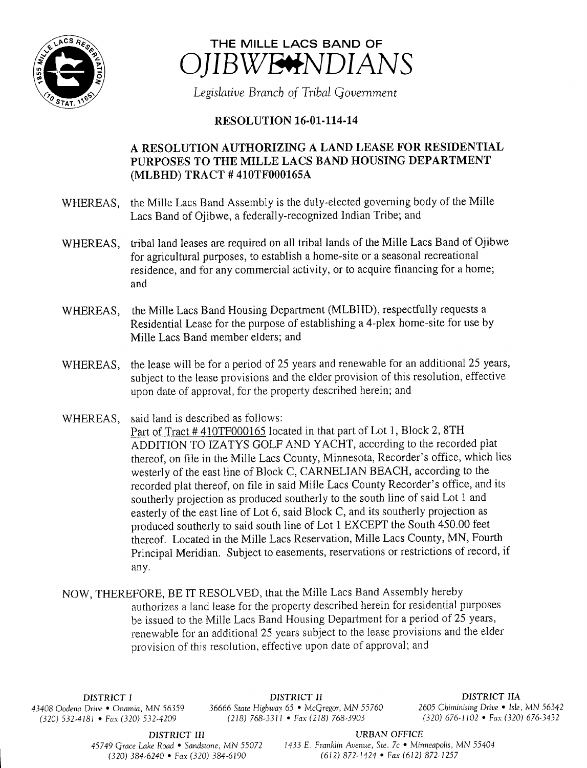# THE MILLE LACS BAND OF OJIBWE INDIANS

*Legislative Branch of Tribal Government*

## RESOLUTION 16-01-114-14

### A RESOLUTION AUTHORIZING A LAND LEASE FOR RESIDENTIAL PURPOSES TO THE MILLE LACS BAND HOUSING DEPARTMENT (MLBHD) TRACT # 410TF000165A

WHEREAS, the Mille Lacs Band Assembly is the duly-elected governing body of the Mille Lacs Band of Ojibwe, a federally-recognized Indian Tribe; and

WHEREAS, tribal land leases are required on all tribal lands of the Mille Lacs Band of Ojibwe for agricultural purposes, to establish a home-site or a seasonal recreational residence, and for any commercial activity, or to acquire financing for a home; and

WHEREAS, the Mille Lacs Band Housing Department (MLBHD), respectfully requests a Residential Lease for the purpose of establishing a 4-plex home-site for use by Mille Lacs Band member elders; and

WHEREAS, the lease will be for a period of 25 years and renewable for an additional 25 years, subject to the lease provisions and the elder provision of this resolution, effective upon date of approval, for the property described herein; and

WHEREAS, said land is described as follows:
Part of Tract # 410TF000165 located in that part of Lot 1, Block 2, 8TH ADDITION TO IZATYS GOLF AND YACHT, according to the recorded plat thereof, on file in the Mille Lacs County, Minnesota, Recorder's office, which lies westerly of the east line of Block C, CARNELIAN BEACH, according to the recorded plat thereof, on file in said Mille Lacs County Recorder's office, and its southerly projection as produced southerly to the south line of said Lot 1 and easterly of the east line of Lot 6, said Block C, and its southerly projection as produced southerly to said south line of Lot 1 EXCEPT the South 450.00 feet thereof. Located in the Mille Lacs Reservation, Mille Lacs County, MN, Fourth Principal Meridian. Subject to easements, reservations or restrictions of record, if any.

NOW, THEREFORE, BE IT RESOLVED, that the Mille Lacs Band Assembly hereby authorizes a land lease for the property described herein for residential purposes be issued to the Mille Lacs Band Housing Department for a period of 25 years, renewable for an additional 25 years subject to the lease provisions and the elder provision of this resolution, effective upon date of approval; and

DISTRICT I
43408 Oodena Drive • Onamia, MN 56359
(320) 532-4181 • Fax (320) 532-4209

DISTRICT II
36666 State Highway 65 • McGregor, MN 55760
(218) 768-3311 • Fax (218) 768-3903

DISTRICT IIA
2605 Chiminising Drive • Isle, MN 56342
(320) 676-1102 • Fax (320) 676-3432

DISTRICT III
45749 Grace Lake Road • Sandstone, MN 55072
(320) 384-6240 • Fax (320) 384-6190

URBAN OFFICE
1433 E. Franklin Avenue, Ste. 7c • Minneapolis, MN 55404
(612) 872-1424 • Fax (612) 872-1257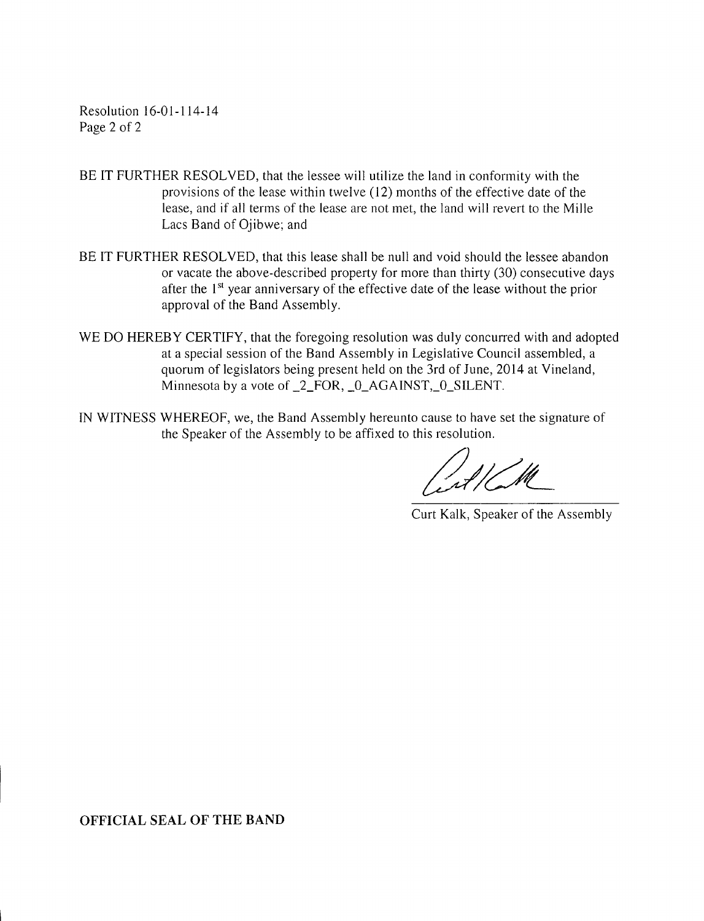Resolution 16-01-114-14

BE IT FURTHER RESOLVED, that the lessee will utilize the land in conformity with the provisions of the lease within twelve (12) months of the effective date of the lease, and if all terms of the lease are not met, the land will revert to the Mille Lacs Band of Ojibwe; and

BE IT FURTHER RESOLVED, that this lease shall be null and void should the lessee abandon or vacate the above-described property for more than thirty (30) consecutive days after the 1st year anniversary of the effective date of the lease without the prior approval of the Band Assembly.

WE DO HEREBY CERTIFY, that the foregoing resolution was duly concurred with and adopted at a special session of the Band Assembly in Legislative Council assembled, a quorum of legislators being present held on the 3rd of June, 2014 at Vineland, Minnesota by a vote of _2_FOR, _0_AGAINST,_0_SILENT.

IN WITNESS WHEREOF, we, the Band Assembly hereunto cause to have set the signature of the Speaker of the Assembly to be affixed to this resolution.

Curt Kalk, Speaker of the Assembly

**OFFICIAL SEAL OF THE BAND**